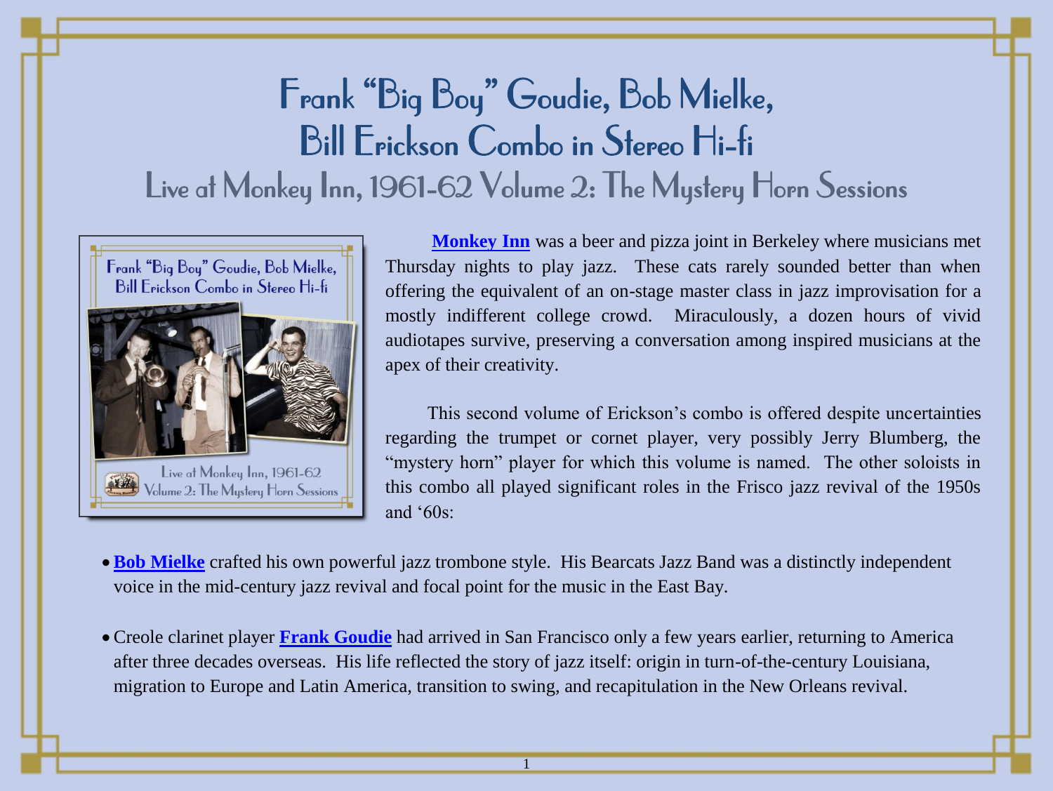# Frank "Big Boy" Goudie, Bob Mielke, Bill Erickson Combo in Stereo Hi-fi

## Live at Monkey Inn, 1961-62 Volume 2: The Mystery Horn Sessions

**Monkey Inn** was a beer and pizza joint in Berkeley where musicians met Thursday nights to play jazz. These cats rarely sounded better than when offering the equivalent of an on-stage master class in jazz improvisation for a mostly indifferent college crowd. Miraculously, a dozen hours of vivid audiotapes survive, preserving a conversation among inspired musicians at the apex of their creativity.

This second volume of Erickson's combo is offered despite uncertainties regarding the trumpet or cornet player, very possibly Jerry Blumberg, the "mystery horn" player for which this volume is named. The other soloists in this combo all played significant roles in the Frisco jazz revival of the 1950s and '60s:

- **Bob Mielke** crafted his own powerful jazz trombone style. His Bearcats Jazz Band was a distinctly independent voice in the mid-century jazz revival and focal point for the music in the East Bay.
- Creole clarinet player **Frank Goudie** had arrived in San Francisco only a few years earlier, returning to America after three decades overseas. His life reflected the story of jazz itself: origin in turn-of-the-century Louisiana, migration to Europe and Latin America, transition to swing, and recapitulation in the New Orleans revival.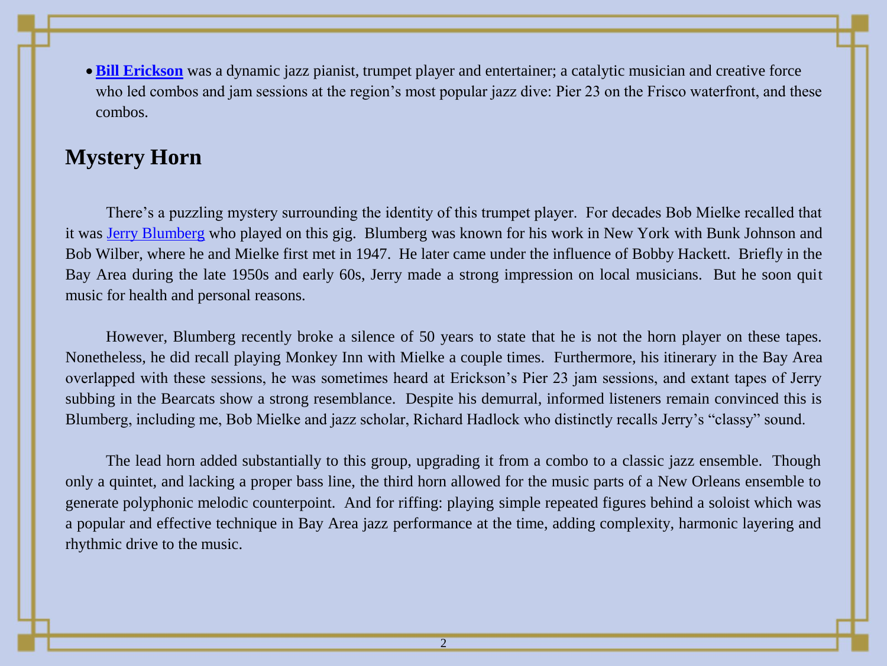- **Bill Erickson** was a dynamic jazz pianist, trumpet player and entertainer; a catalytic musician and creative force who led combos and jam sessions at the region's most popular jazz dive: Pier 23 on the Frisco waterfront, and these combos.

## Mystery Horn

There's a puzzling mystery surrounding the identity of this trumpet player. For decades Bob Mielke recalled that it was Jerry Blumberg who played on this gig. Blumberg was known for his work in New York with Bunk Johnson and Bob Wilber, where he and Mielke first met in 1947. He later came under the influence of Bobby Hackett. Briefly in the Bay Area during the late 1950s and early 60s, Jerry made a strong impression on local musicians. But he soon quit music for health and personal reasons.

However, Blumberg recently broke a silence of 50 years to state that he is not the horn player on these tapes. Nonetheless, he did recall playing Monkey Inn with Mielke a couple times. Furthermore, his itinerary in the Bay Area overlapped with these sessions, he was sometimes heard at Erickson's Pier 23 jam sessions, and extant tapes of Jerry subbing in the Bearcats show a strong resemblance. Despite his demurral, informed listeners remain convinced this is Blumberg, including me, Bob Mielke and jazz scholar, Richard Hadlock who distinctly recalls Jerry's "classy" sound.

The lead horn added substantially to this group, upgrading it from a combo to a classic jazz ensemble. Though only a quintet, and lacking a proper bass line, the third horn allowed for the music parts of a New Orleans ensemble to generate polyphonic melodic counterpoint. And for riffing: playing simple repeated figures behind a soloist which was a popular and effective technique in Bay Area jazz performance at the time, adding complexity, harmonic layering and rhythmic drive to the music.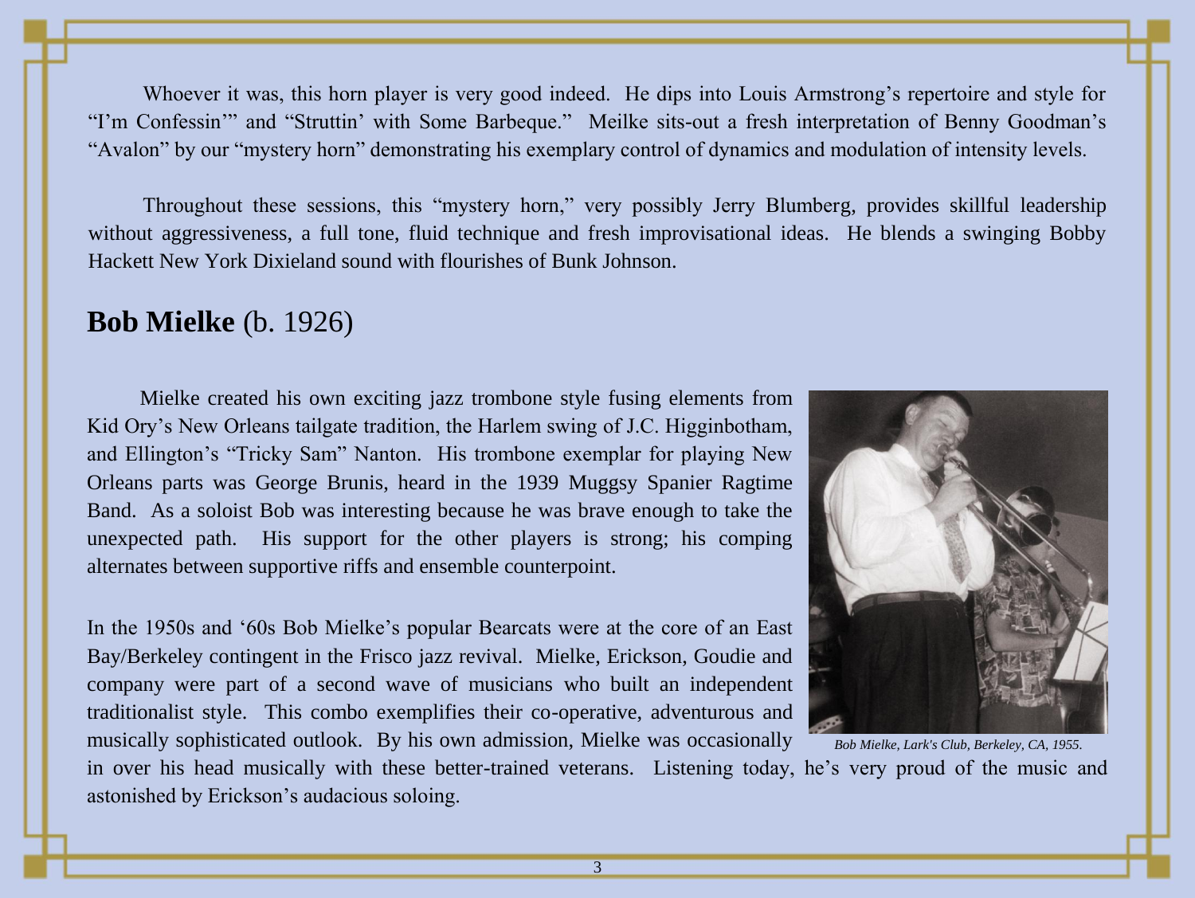Whoever it was, this horn player is very good indeed. He dips into Louis Armstrong's repertoire and style for "I'm Confessin'" and "Struttin' with Some Barbeque." Meilke sits-out a fresh interpretation of Benny Goodman's "Avalon" by our "mystery horn" demonstrating his exemplary control of dynamics and modulation of intensity levels.

Throughout these sessions, this "mystery horn," very possibly Jerry Blumberg, provides skillful leadership without aggressiveness, a full tone, fluid technique and fresh improvisational ideas. He blends a swinging Bobby Hackett New York Dixieland sound with flourishes of Bunk Johnson.

## **Bob Mielke** (b. 1926)

Mielke created his own exciting jazz trombone style fusing elements from Kid Ory's New Orleans tailgate tradition, the Harlem swing of J.C. Higginbotham, and Ellington's "Tricky Sam" Nanton. His trombone exemplar for playing New Orleans parts was George Brunis, heard in the 1939 Muggsy Spanier Ragtime Band. As a soloist Bob was interesting because he was brave enough to take the unexpected path. His support for the other players is strong; his comping alternates between supportive riffs and ensemble counterpoint.

*Bob Mielke, Lark's Club, Berkeley, CA, 1955.*

In the 1950s and '60s Bob Mielke's popular Bearcats were at the core of an East Bay/Berkeley contingent in the Frisco jazz revival. Mielke, Erickson, Goudie and company were part of a second wave of musicians who built an independent traditionalist style. This combo exemplifies their co-operative, adventurous and musically sophisticated outlook. By his own admission, Mielke was occasionally in over his head musically with these better-trained veterans. Listening today, he's very proud of the music and astonished by Erickson's audacious soloing.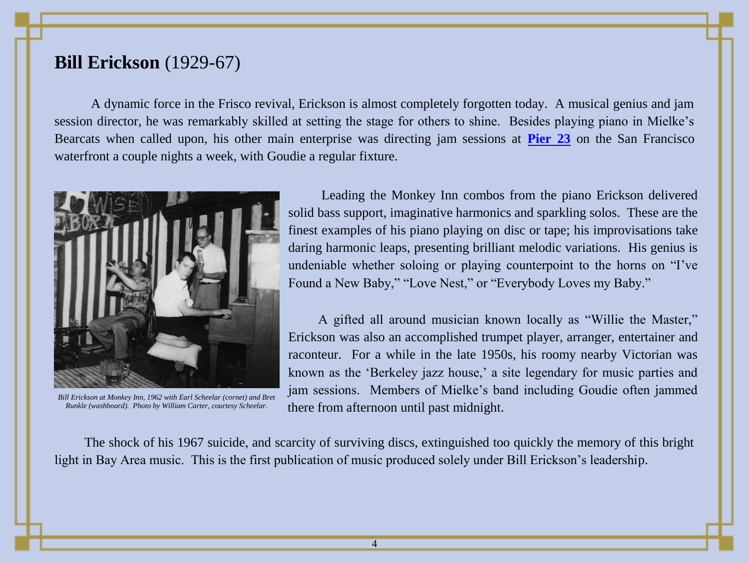## **Bill Erickson** (1929-67)

A dynamic force in the Frisco revival, Erickson is almost completely forgotten today. A musical genius and jam session director, he was remarkably skilled at setting the stage for others to shine. Besides playing piano in Mielke's Bearcats when called upon, his other main enterprise was directing jam sessions at **Pier 23** on the San Francisco waterfront a couple nights a week, with Goudie a regular fixture.

*Bill Erickson at Monkey Inn, 1962 with Earl Scheelar (cornet) and Bret Runkle (washboard). Photo by William Carter, courtesy Scheelar.*

Leading the Monkey Inn combos from the piano Erickson delivered solid bass support, imaginative harmonics and sparkling solos. These are the finest examples of his piano playing on disc or tape; his improvisations take daring harmonic leaps, presenting brilliant melodic variations. His genius is undeniable whether soloing or playing counterpoint to the horns on "I've Found a New Baby," "Love Nest," or "Everybody Loves my Baby."

A gifted all around musician known locally as "Willie the Master," Erickson was also an accomplished trumpet player, arranger, entertainer and raconteur. For a while in the late 1950s, his roomy nearby Victorian was known as the 'Berkeley jazz house,' a site legendary for music parties and jam sessions. Members of Mielke's band including Goudie often jammed there from afternoon until past midnight.

The shock of his 1967 suicide, and scarcity of surviving discs, extinguished too quickly the memory of this bright light in Bay Area music. This is the first publication of music produced solely under Bill Erickson's leadership.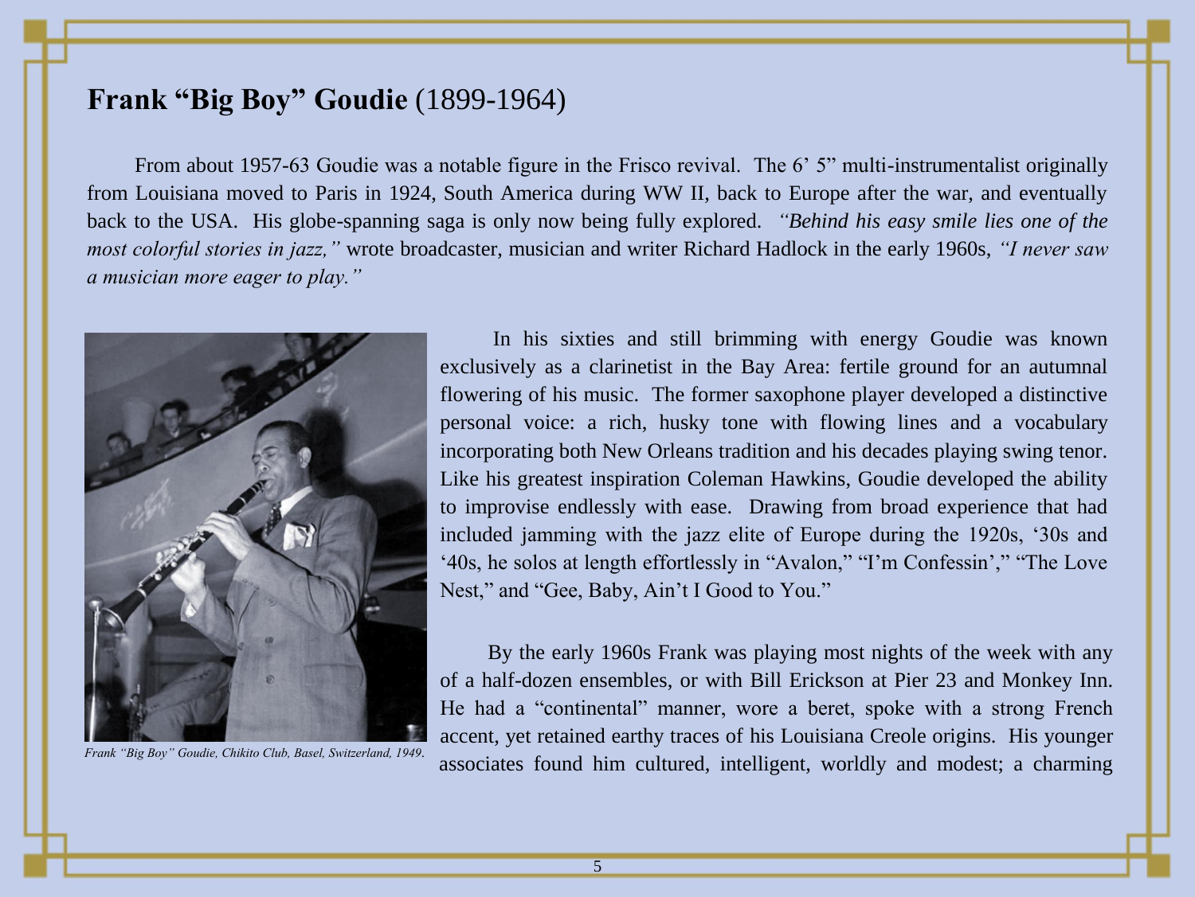## **Frank "Big Boy" Goudie** (1899-1964)

From about 1957-63 Goudie was a notable figure in the Frisco revival. The 6' 5" multi-instrumentalist originally from Louisiana moved to Paris in 1924, South America during WW II, back to Europe after the war, and eventually back to the USA. His globe-spanning saga is only now being fully explored. *"Behind his easy smile lies one of the most colorful stories in jazz,"* wrote broadcaster, musician and writer Richard Hadlock in the early 1960s, *"I never saw a musician more eager to play."*

*Frank "Big Boy" Goudie, Chikito Club, Basel, Switzerland, 1949.*

In his sixties and still brimming with energy Goudie was known exclusively as a clarinetist in the Bay Area: fertile ground for an autumnal flowering of his music. The former saxophone player developed a distinctive personal voice: a rich, husky tone with flowing lines and a vocabulary incorporating both New Orleans tradition and his decades playing swing tenor. Like his greatest inspiration Coleman Hawkins, Goudie developed the ability to improvise endlessly with ease. Drawing from broad experience that had included jamming with the jazz elite of Europe during the 1920s, '30s and '40s, he solos at length effortlessly in "Avalon," "I'm Confessin'," "The Love Nest," and "Gee, Baby, Ain't I Good to You."

By the early 1960s Frank was playing most nights of the week with any of a half-dozen ensembles, or with Bill Erickson at Pier 23 and Monkey Inn. He had a "continental" manner, wore a beret, spoke with a strong French accent, yet retained earthy traces of his Louisiana Creole origins. His younger associates found him cultured, intelligent, worldly and modest; a charming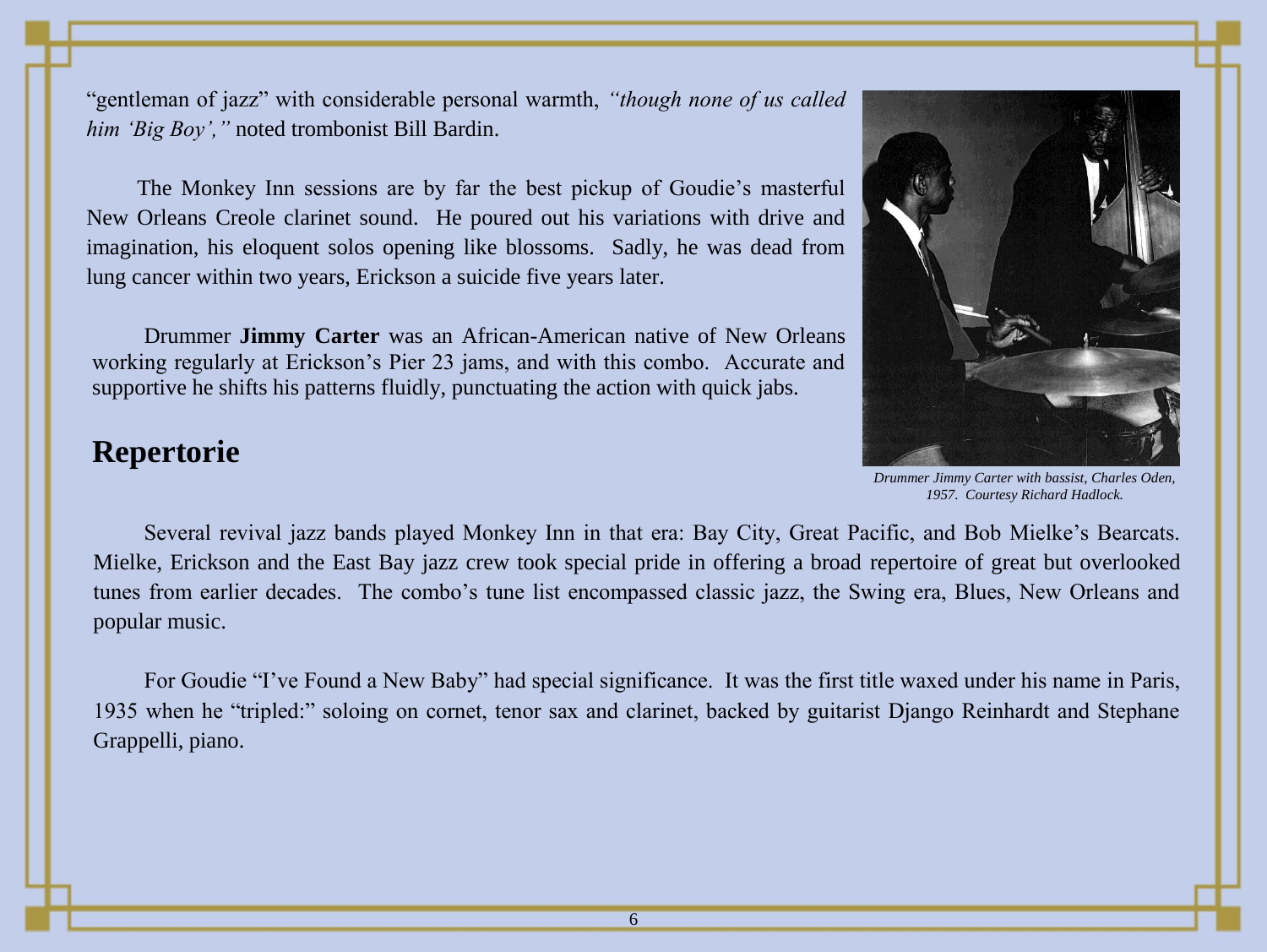"gentleman of jazz" with considerable personal warmth, *"though none of us called him 'Big Boy',"* noted trombonist Bill Bardin.

The Monkey Inn sessions are by far the best pickup of Goudie's masterful New Orleans Creole clarinet sound. He poured out his variations with drive and imagination, his eloquent solos opening like blossoms. Sadly, he was dead from lung cancer within two years, Erickson a suicide five years later.

Drummer **Jimmy Carter** was an African-American native of New Orleans working regularly at Erickson's Pier 23 jams, and with this combo. Accurate and supportive he shifts his patterns fluidly, punctuating the action with quick jabs.

*Drummer Jimmy Carter with bassist, Charles Oden, 1957. Courtesy Richard Hadlock.*

## Repertorie

Several revival jazz bands played Monkey Inn in that era: Bay City, Great Pacific, and Bob Mielke's Bearcats. Mielke, Erickson and the East Bay jazz crew took special pride in offering a broad repertoire of great but overlooked tunes from earlier decades. The combo's tune list encompassed classic jazz, the Swing era, Blues, New Orleans and popular music.

For Goudie "I've Found a New Baby" had special significance. It was the first title waxed under his name in Paris, 1935 when he "tripled:" soloing on cornet, tenor sax and clarinet, backed by guitarist Django Reinhardt and Stephane Grappelli, piano.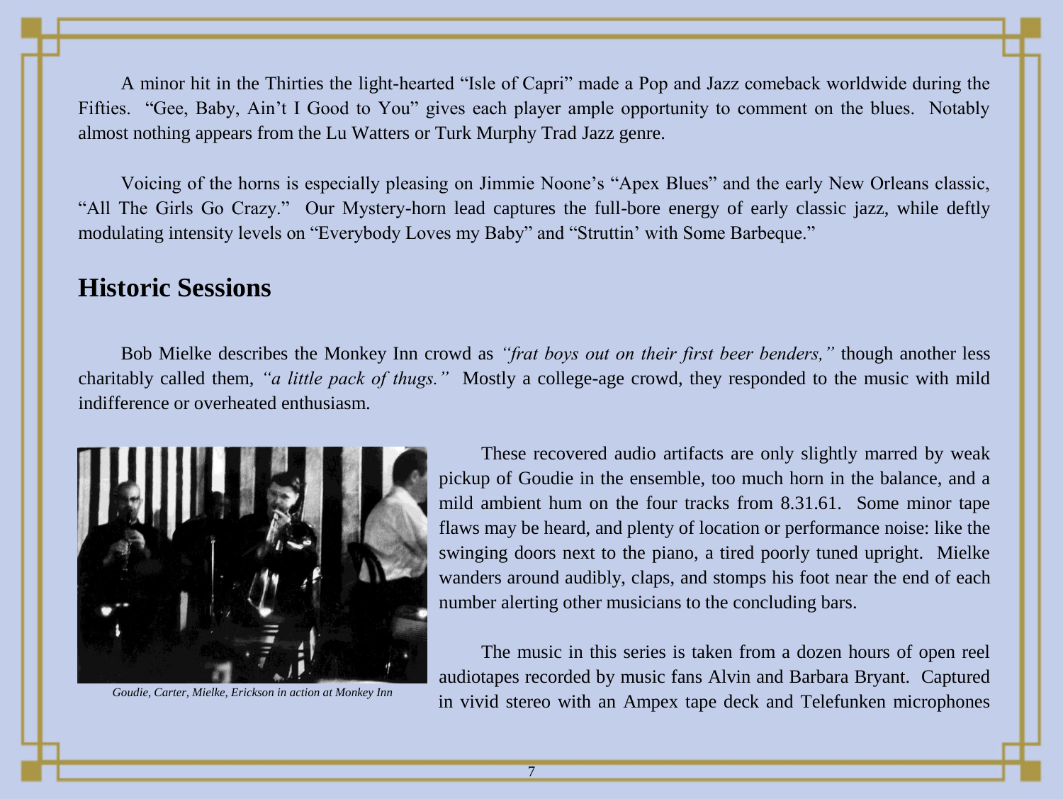A minor hit in the Thirties the light-hearted "Isle of Capri" made a Pop and Jazz comeback worldwide during the Fifties. "Gee, Baby, Ain't I Good to You" gives each player ample opportunity to comment on the blues. Notably almost nothing appears from the Lu Watters or Turk Murphy Trad Jazz genre.

Voicing of the horns is especially pleasing on Jimmie Noone's "Apex Blues" and the early New Orleans classic, "All The Girls Go Crazy." Our Mystery-horn lead captures the full-bore energy of early classic jazz, while deftly modulating intensity levels on "Everybody Loves my Baby" and "Struttin' with Some Barbeque."

## Historic Sessions

Bob Mielke describes the Monkey Inn crowd as *"frat boys out on their first beer benders,"* though another less charitably called them, *"a little pack of thugs."* Mostly a college-age crowd, they responded to the music with mild indifference or overheated enthusiasm.

*Goudie, Carter, Mielke, Erickson in action at Monkey Inn*

These recovered audio artifacts are only slightly marred by weak pickup of Goudie in the ensemble, too much horn in the balance, and a mild ambient hum on the four tracks from 8.31.61. Some minor tape flaws may be heard, and plenty of location or performance noise: like the swinging doors next to the piano, a tired poorly tuned upright. Mielke wanders around audibly, claps, and stomps his foot near the end of each number alerting other musicians to the concluding bars.

The music in this series is taken from a dozen hours of open reel audiotapes recorded by music fans Alvin and Barbara Bryant. Captured in vivid stereo with an Ampex tape deck and Telefunken microphones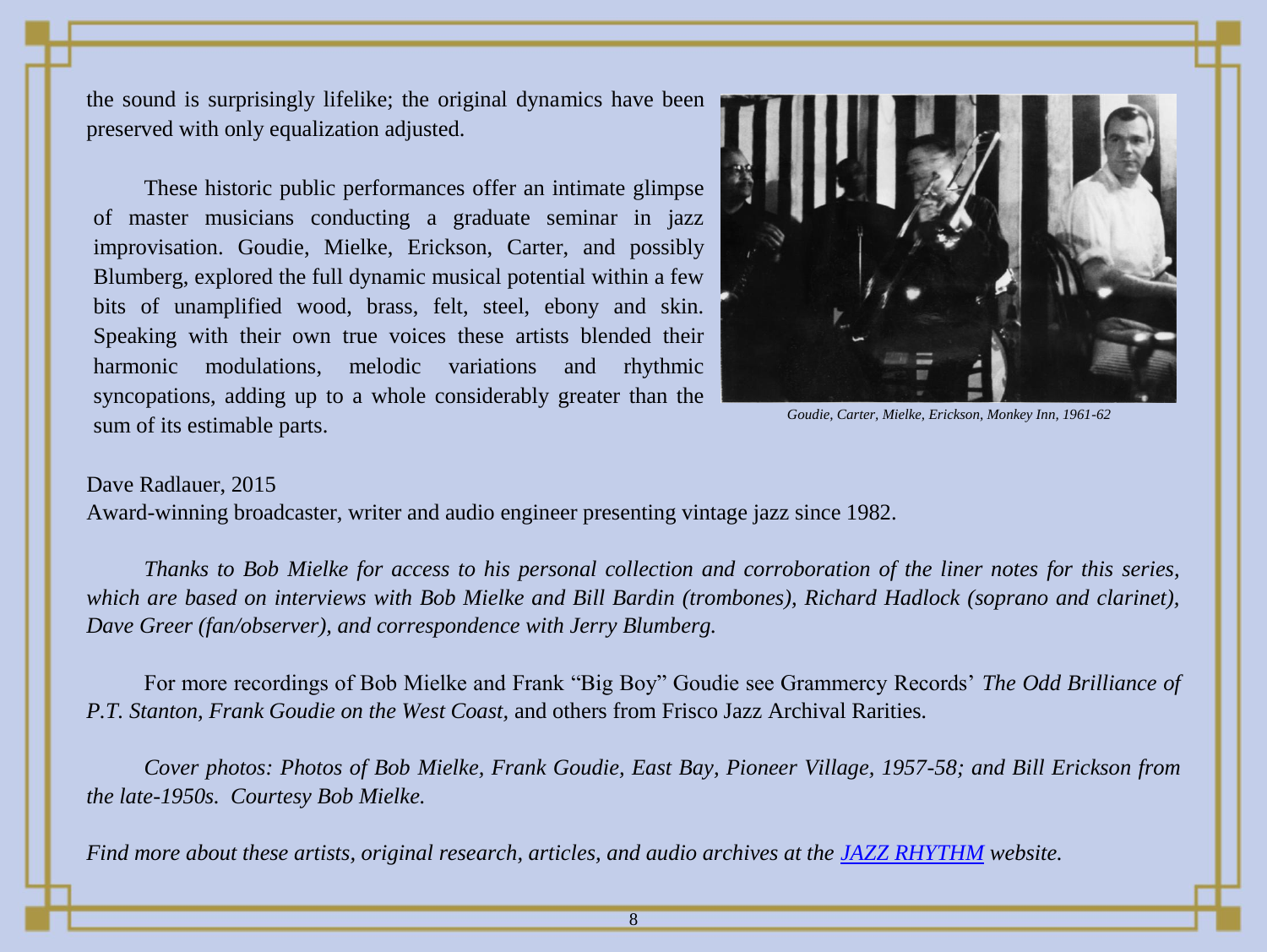the sound is surprisingly lifelike; the original dynamics have been preserved with only equalization adjusted.

These historic public performances offer an intimate glimpse of master musicians conducting a graduate seminar in jazz improvisation. Goudie, Mielke, Erickson, Carter, and possibly Blumberg, explored the full dynamic musical potential within a few bits of unamplified wood, brass, felt, steel, ebony and skin. Speaking with their own true voices these artists blended their harmonic modulations, melodic variations and rhythmic syncopations, adding up to a whole considerably greater than the sum of its estimable parts.

*Goudie, Carter, Mielke, Erickson, Monkey Inn, 1961-62*

Dave Radlauer, 2015
Award-winning broadcaster, writer and audio engineer presenting vintage jazz since 1982.

*Thanks to Bob Mielke for access to his personal collection and corroboration of the liner notes for this series, which are based on interviews with Bob Mielke and Bill Bardin (trombones), Richard Hadlock (soprano and clarinet), Dave Greer (fan/observer), and correspondence with Jerry Blumberg.*

For more recordings of Bob Mielke and Frank "Big Boy" Goudie see Grammercy Records' *The Odd Brilliance of P.T. Stanton, Frank Goudie on the West Coast,* and others from Frisco Jazz Archival Rarities.

*Cover photos: Photos of Bob Mielke, Frank Goudie, East Bay, Pioneer Village, 1957-58; and Bill Erickson from the late-1950s. Courtesy Bob Mielke.*

*Find more about these artists, original research, articles, and audio archives at the [JAZZ RHYTHM](#) website.*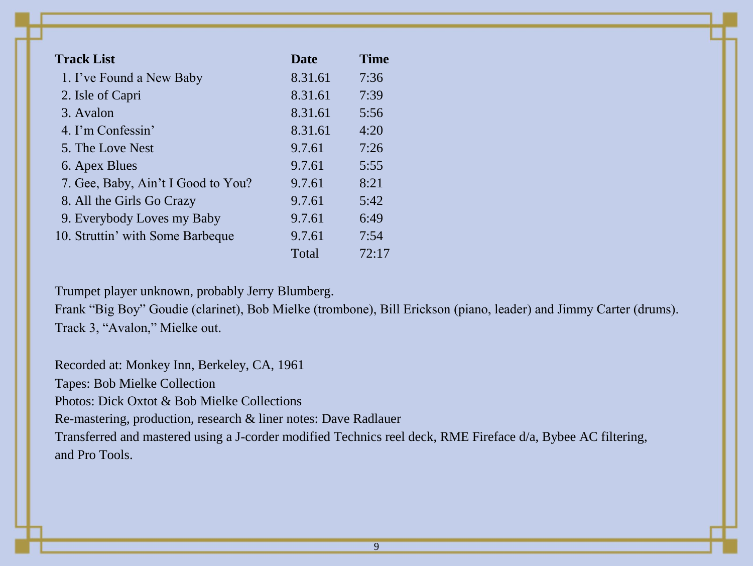| Track List | Date | Time |
|---|---|---|
| 1. I've Found a New Baby | 8.31.61 | 7:36 |
| 2. Isle of Capri | 8.31.61 | 7:39 |
| 3. Avalon | 8.31.61 | 5:56 |
| 4. I'm Confessin' | 8.31.61 | 4:20 |
| 5. The Love Nest | 9.7.61 | 7:26 |
| 6. Apex Blues | 9.7.61 | 5:55 |
| 7. Gee, Baby, Ain't I Good to You? | 9.7.61 | 8:21 |
| 8. All the Girls Go Crazy | 9.7.61 | 5:42 |
| 9. Everybody Loves my Baby | 9.7.61 | 6:49 |
| 10. Struttin' with Some Barbeque | 9.7.61 | 7:54 |
| | Total | 72:17 |

Trumpet player unknown, probably Jerry Blumberg.
Frank "Big Boy" Goudie (clarinet), Bob Mielke (trombone), Bill Erickson (piano, leader) and Jimmy Carter (drums).
Track 3, "Avalon," Mielke out.

Recorded at: Monkey Inn, Berkeley, CA, 1961
Tapes: Bob Mielke Collection
Photos: Dick Oxtot & Bob Mielke Collections
Re-mastering, production, research & liner notes: Dave Radlauer
Transferred and mastered using a J-corder modified Technics reel deck, RME Fireface d/a, Bybee AC filtering, and Pro Tools.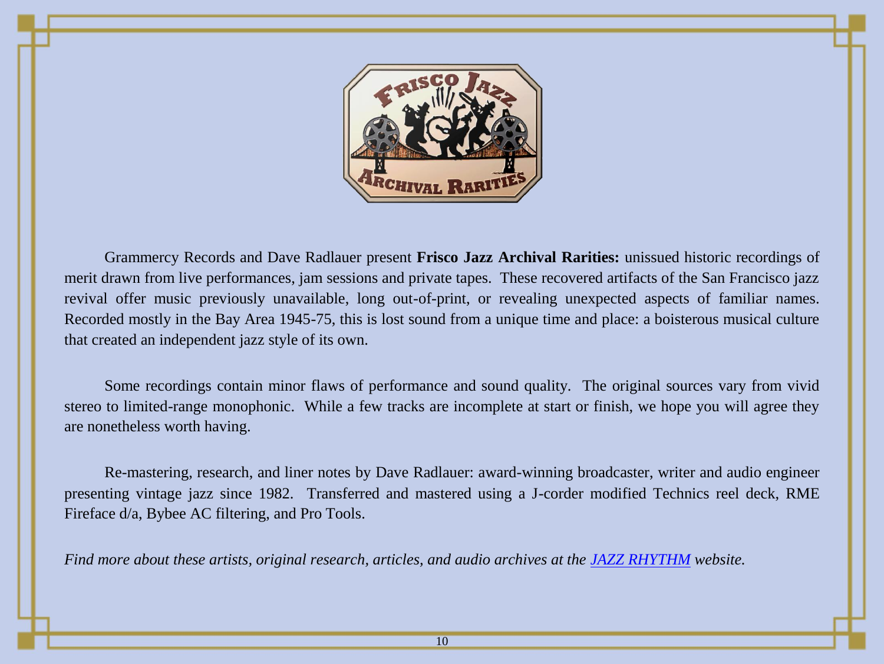Grammercy Records and Dave Radlauer present **Frisco Jazz Archival Rarities:** unissued historic recordings of merit drawn from live performances, jam sessions and private tapes. These recovered artifacts of the San Francisco jazz revival offer music previously unavailable, long out-of-print, or revealing unexpected aspects of familiar names. Recorded mostly in the Bay Area 1945-75, this is lost sound from a unique time and place: a boisterous musical culture that created an independent jazz style of its own.

Some recordings contain minor flaws of performance and sound quality. The original sources vary from vivid stereo to limited-range monophonic. While a few tracks are incomplete at start or finish, we hope you will agree they are nonetheless worth having.

Re-mastering, research, and liner notes by Dave Radlauer: award-winning broadcaster, writer and audio engineer presenting vintage jazz since 1982. Transferred and mastered using a J-corder modified Technics reel deck, RME Fireface d/a, Bybee AC filtering, and Pro Tools.

*Find more about these artists, original research, articles, and audio archives at the JAZZ RHYTHM website.*